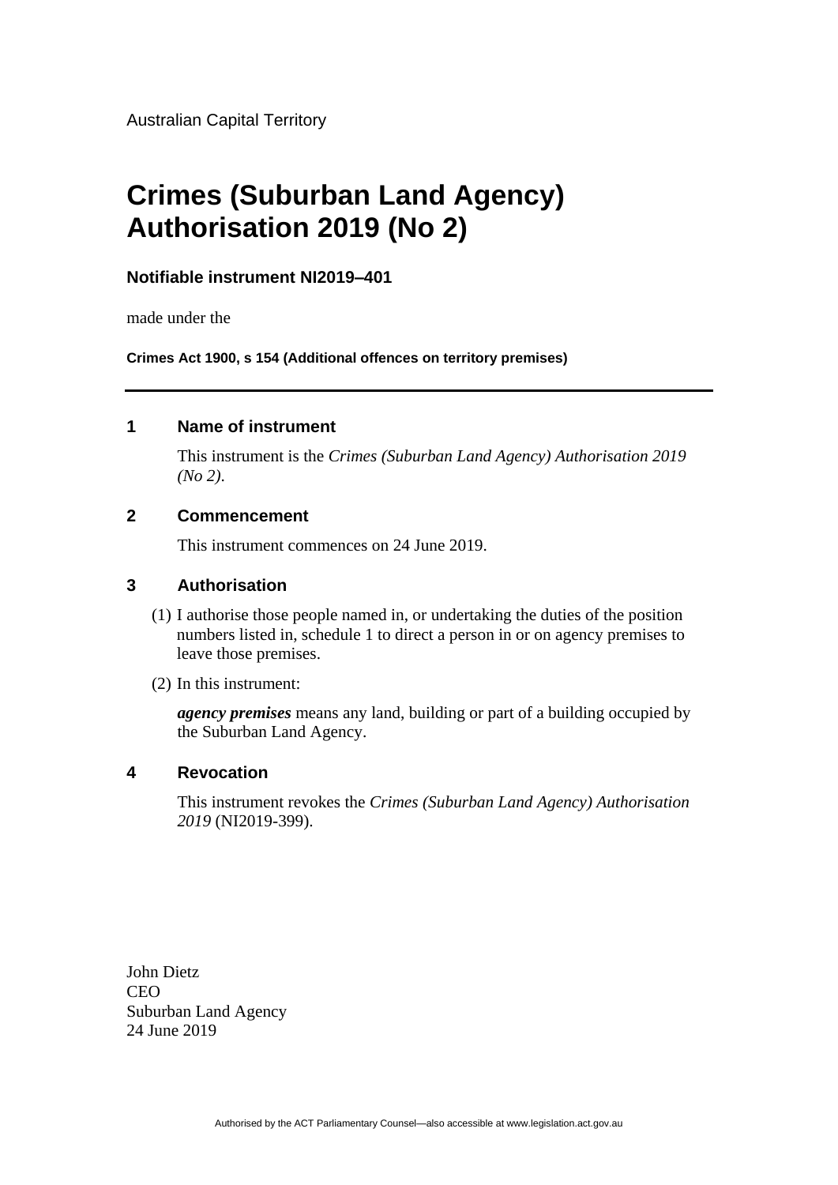Australian Capital Territory

# Crimes (Suburban Land Agency) Authorisation 2019 (No 2)

**Notifiable instrument NI2019–401**

made under the

**Crimes Act 1900, s 154 (Additional offences on territory premises)**

---

## 1 Name of instrument

This instrument is the *Crimes (Suburban Land Agency) Authorisation 2019 (No 2)*.

## 2 Commencement

This instrument commences on 24 June 2019.

## 3 Authorisation

(1) I authorise those people named in, or undertaking the duties of the position numbers listed in, schedule 1 to direct a person in or on agency premises to leave those premises.

(2) In this instrument:

***agency premises*** means any land, building or part of a building occupied by the Suburban Land Agency.

## 4 Revocation

This instrument revokes the *Crimes (Suburban Land Agency) Authorisation 2019* (NI2019-399).

John Dietz
CEO
Suburban Land Agency
24 June 2019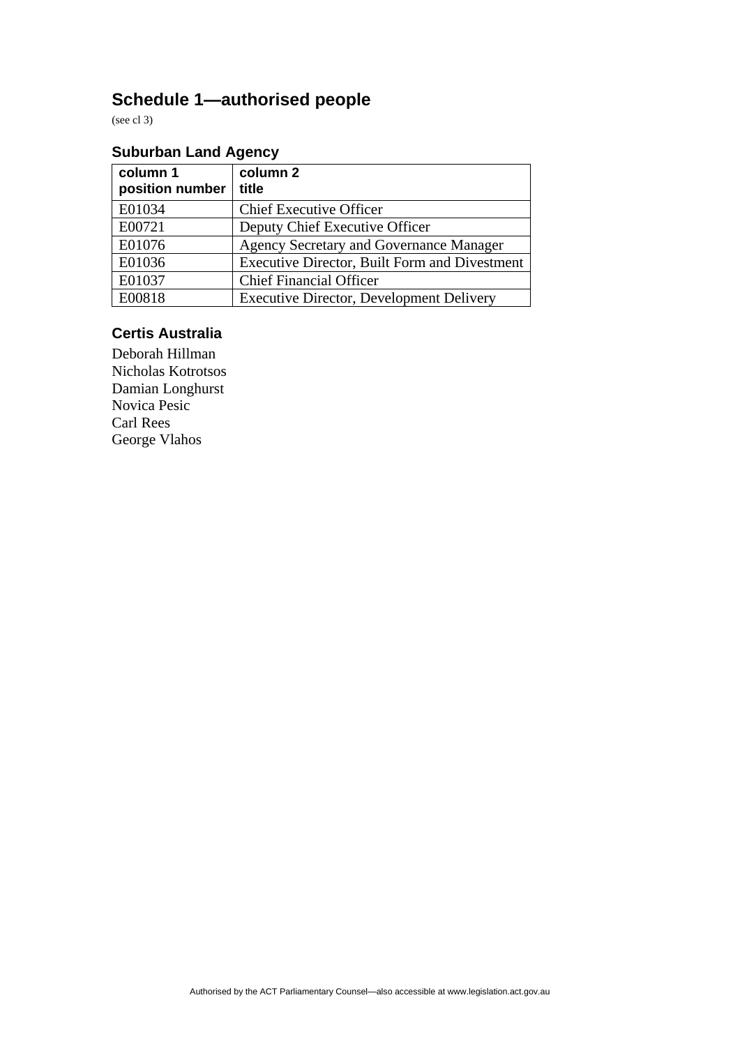## Schedule 1—authorised people

(see cl 3)

### Suburban Land Agency

| column 1 position number | column 2 title |
|---|---|
| E01034 | Chief Executive Officer |
| E00721 | Deputy Chief Executive Officer |
| E01076 | Agency Secretary and Governance Manager |
| E01036 | Executive Director, Built Form and Divestment |
| E01037 | Chief Financial Officer |
| E00818 | Executive Director, Development Delivery |

### Certis Australia

Deborah Hillman
Nicholas Kotrotsos
Damian Longhurst
Novica Pesic
Carl Rees
George Vlahos